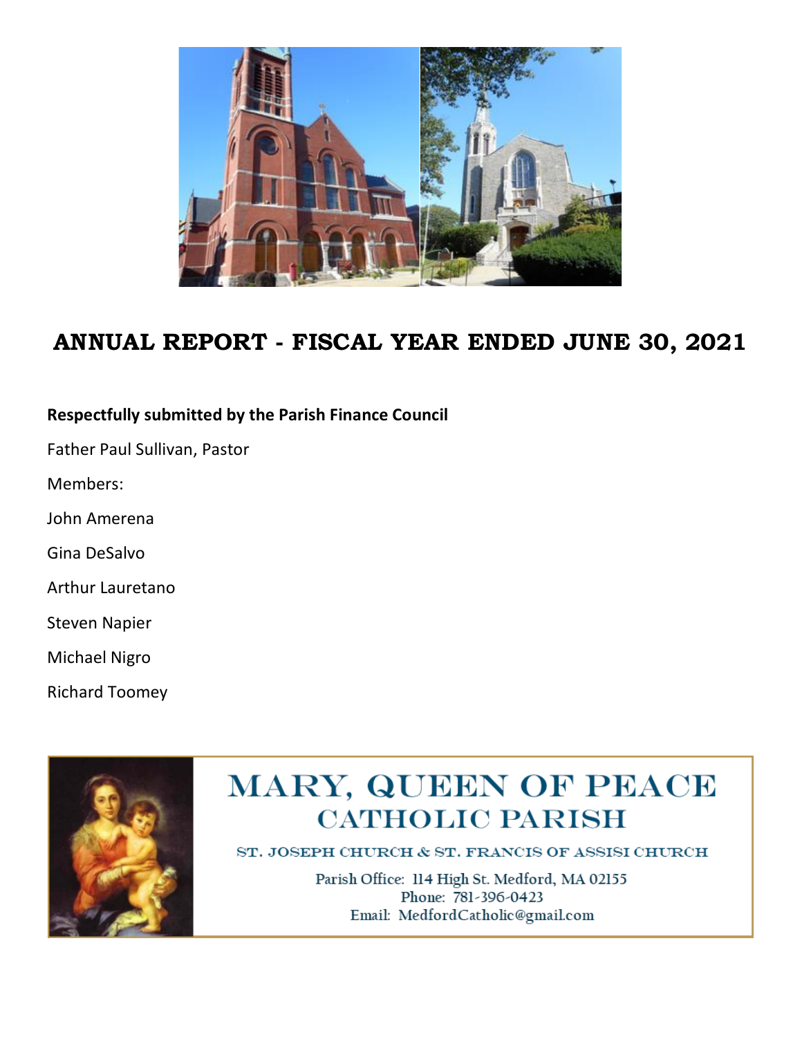# ANNUAL REPORT - FISCAL YEAR ENDED JUNE 30, 2021

**Respectfully submitted by the Parish Finance Council**

Father Paul Sullivan, Pastor

Members:

John Amerena

Gina DeSalvo

Arthur Lauretano

Steven Napier

Michael Nigro

Richard Toomey

## MARY, QUEEN OF PEACE CATHOLIC PARISH

ST. JOSEPH CHURCH & ST. FRANCIS OF ASSISI CHURCH

Parish Office: 114 High St. Medford, MA 02155
Phone: 781-396-0423
Email: MedfordCatholic@gmail.com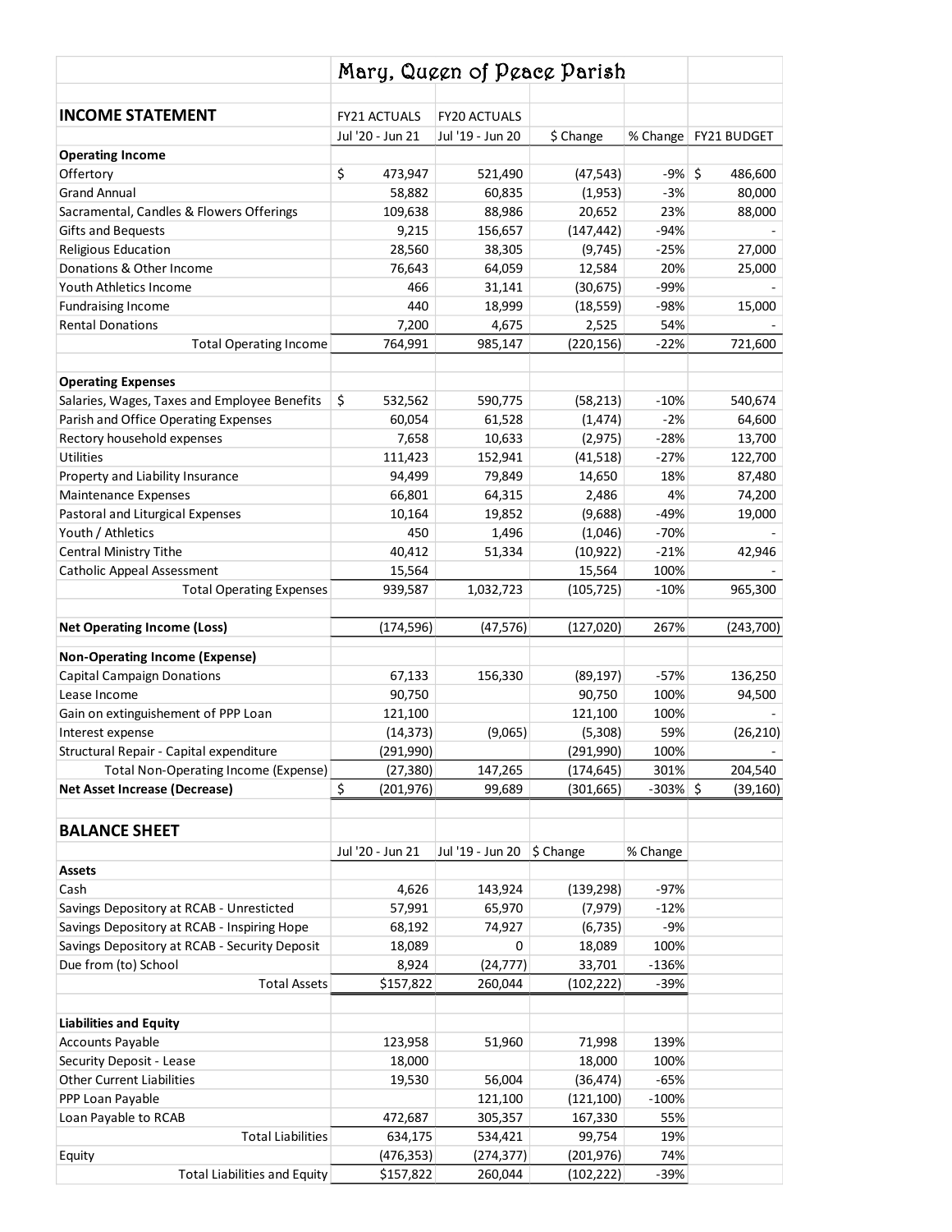# Mary, Queen of Peace Parish

## INCOME STATEMENT

| INCOME STATEMENT | FY21 ACTUALS Jul '20 - Jun 21 | FY20 ACTUALS Jul '19 - Jun 20 | $ Change | % Change | FY21 BUDGET |
|---|---|---|---|---|---|
| **Operating Income** | | | | | |
| Offertory | $ 473,947 | 521,490 | (47,543) | -9% | $ 486,600 |
| Grand Annual | 58,882 | 60,835 | (1,953) | -3% | 80,000 |
| Sacramental, Candles & Flowers Offerings | 109,638 | 88,986 | 20,652 | 23% | 88,000 |
| Gifts and Bequests | 9,215 | 156,657 | (147,442) | -94% | - |
| Religious Education | 28,560 | 38,305 | (9,745) | -25% | 27,000 |
| Donations & Other Income | 76,643 | 64,059 | 12,584 | 20% | 25,000 |
| Youth Athletics Income | 466 | 31,141 | (30,675) | -99% | - |
| Fundraising Income | 440 | 18,999 | (18,559) | -98% | 15,000 |
| Rental Donations | 7,200 | 4,675 | 2,525 | 54% | - |
| Total Operating Income | 764,991 | 985,147 | (220,156) | -22% | 721,600 |
| **Operating Expenses** | | | | | |
| Salaries, Wages, Taxes and Employee Benefits | $ 532,562 | 590,775 | (58,213) | -10% | 540,674 |
| Parish and Office Operating Expenses | 60,054 | 61,528 | (1,474) | -2% | 64,600 |
| Rectory household expenses | 7,658 | 10,633 | (2,975) | -28% | 13,700 |
| Utilities | 111,423 | 152,941 | (41,518) | -27% | 122,700 |
| Property and Liability Insurance | 94,499 | 79,849 | 14,650 | 18% | 87,480 |
| Maintenance Expenses | 66,801 | 64,315 | 2,486 | 4% | 74,200 |
| Pastoral and Liturgical Expenses | 10,164 | 19,852 | (9,688) | -49% | 19,000 |
| Youth / Athletics | 450 | 1,496 | (1,046) | -70% | - |
| Central Ministry Tithe | 40,412 | 51,334 | (10,922) | -21% | 42,946 |
| Catholic Appeal Assessment | 15,564 | | 15,564 | 100% | - |
| Total Operating Expenses | 939,587 | 1,032,723 | (105,725) | -10% | 965,300 |
| **Net Operating Income (Loss)** | (174,596) | (47,576) | (127,020) | 267% | (243,700) |
| **Non-Operating Income (Expense)** | | | | | |
| Capital Campaign Donations | 67,133 | 156,330 | (89,197) | -57% | 136,250 |
| Lease Income | 90,750 | | 90,750 | 100% | 94,500 |
| Gain on extinguishement of PPP Loan | 121,100 | | 121,100 | 100% | - |
| Interest expense | (14,373) | (9,065) | (5,308) | 59% | (26,210) |
| Structural Repair - Capital expenditure | (291,990) | | (291,990) | 100% | - |
| Total Non-Operating Income (Expense) | (27,380) | 147,265 | (174,645) | 301% | 204,540 |
| **Net Asset Increase (Decrease)** | $ (201,976) | 99,689 | (301,665) | -303% | $ (39,160) |

## BALANCE SHEET

| BALANCE SHEET | Jul '20 - Jun 21 | Jul '19 - Jun 20 | $ Change | % Change |
|---|---|---|---|---|
| **Assets** | | | | |
| Cash | 4,626 | 143,924 | (139,298) | -97% |
| Savings Depository at RCAB - Unresticted | 57,991 | 65,970 | (7,979) | -12% |
| Savings Depository at RCAB - Inspiring Hope | 68,192 | 74,927 | (6,735) | -9% |
| Savings Depository at RCAB - Security Deposit | 18,089 | 0 | 18,089 | 100% |
| Due from (to) School | 8,924 | (24,777) | 33,701 | -136% |
| Total Assets | $157,822 | 260,044 | (102,222) | -39% |
| **Liabilities and Equity** | | | | |
| Accounts Payable | 123,958 | 51,960 | 71,998 | 139% |
| Security Deposit - Lease | 18,000 | | 18,000 | 100% |
| Other Current Liabilities | 19,530 | 56,004 | (36,474) | -65% |
| PPP Loan Payable | | 121,100 | (121,100) | -100% |
| Loan Payable to RCAB | 472,687 | 305,357 | 167,330 | 55% |
| Total Liabilities | 634,175 | 534,421 | 99,754 | 19% |
| Equity | (476,353) | (274,377) | (201,976) | 74% |
| Total Liabilities and Equity | $157,822 | 260,044 | (102,222) | -39% |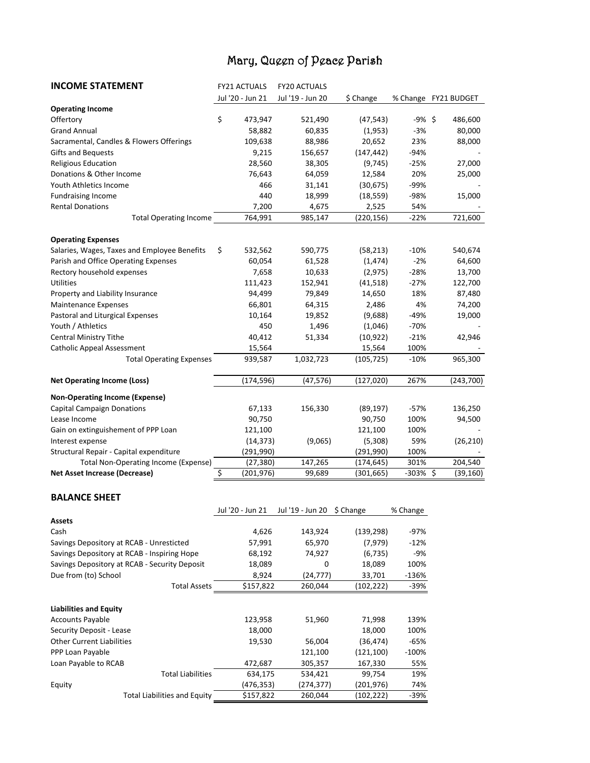# Mary, Queen of Peace Parish

## INCOME STATEMENT

| INCOME STATEMENT | FY21 ACTUALS Jul '20 - Jun 21 | FY20 ACTUALS Jul '19 - Jun 20 | $ Change | % Change | FY21 BUDGET |
|---|---|---|---|---|---|
| **Operating Income** | | | | | |
| Offertory | $ 473,947 | 521,490 | (47,543) | -9% | $ 486,600 |
| Grand Annual | 58,882 | 60,835 | (1,953) | -3% | 80,000 |
| Sacramental, Candles & Flowers Offerings | 109,638 | 88,986 | 20,652 | 23% | 88,000 |
| Gifts and Bequests | 9,215 | 156,657 | (147,442) | -94% | - |
| Religious Education | 28,560 | 38,305 | (9,745) | -25% | 27,000 |
| Donations & Other Income | 76,643 | 64,059 | 12,584 | 20% | 25,000 |
| Youth Athletics Income | 466 | 31,141 | (30,675) | -99% | - |
| Fundraising Income | 440 | 18,999 | (18,559) | -98% | 15,000 |
| Rental Donations | 7,200 | 4,675 | 2,525 | 54% | - |
| Total Operating Income | 764,991 | 985,147 | (220,156) | -22% | 721,600 |
| **Operating Expenses** | | | | | |
| Salaries, Wages, Taxes and Employee Benefits | $ 532,562 | 590,775 | (58,213) | -10% | 540,674 |
| Parish and Office Operating Expenses | 60,054 | 61,528 | (1,474) | -2% | 64,600 |
| Rectory household expenses | 7,658 | 10,633 | (2,975) | -28% | 13,700 |
| Utilities | 111,423 | 152,941 | (41,518) | -27% | 122,700 |
| Property and Liability Insurance | 94,499 | 79,849 | 14,650 | 18% | 87,480 |
| Maintenance Expenses | 66,801 | 64,315 | 2,486 | 4% | 74,200 |
| Pastoral and Liturgical Expenses | 10,164 | 19,852 | (9,688) | -49% | 19,000 |
| Youth / Athletics | 450 | 1,496 | (1,046) | -70% | - |
| Central Ministry Tithe | 40,412 | 51,334 | (10,922) | -21% | 42,946 |
| Catholic Appeal Assessment | 15,564 | | 15,564 | 100% | - |
| Total Operating Expenses | 939,587 | 1,032,723 | (105,725) | -10% | 965,300 |
| **Net Operating Income (Loss)** | (174,596) | (47,576) | (127,020) | 267% | (243,700) |
| **Non-Operating Income (Expense)** | | | | | |
| Capital Campaign Donations | 67,133 | 156,330 | (89,197) | -57% | 136,250 |
| Lease Income | 90,750 | | 90,750 | 100% | 94,500 |
| Gain on extinguishement of PPP Loan | 121,100 | | 121,100 | 100% | - |
| Interest expense | (14,373) | (9,065) | (5,308) | 59% | (26,210) |
| Structural Repair - Capital expenditure | (291,990) | | (291,990) | 100% | - |
| Total Non-Operating Income (Expense) | (27,380) | 147,265 | (174,645) | 301% | 204,540 |
| **Net Asset Increase (Decrease)** | $ (201,976) | 99,689 | (301,665) | -303% | $ (39,160) |

## BALANCE SHEET

| BALANCE SHEET | Jul '20 - Jun 21 | Jul '19 - Jun 20 | $ Change | % Change |
|---|---|---|---|---|
| **Assets** | | | | |
| Cash | 4,626 | 143,924 | (139,298) | -97% |
| Savings Depository at RCAB - Unresticted | 57,991 | 65,970 | (7,979) | -12% |
| Savings Depository at RCAB - Inspiring Hope | 68,192 | 74,927 | (6,735) | -9% |
| Savings Depository at RCAB - Security Deposit | 18,089 | 0 | 18,089 | 100% |
| Due from (to) School | 8,924 | (24,777) | 33,701 | -136% |
| Total Assets | $157,822 | 260,044 | (102,222) | -39% |
| **Liabilities and Equity** | | | | |
| Accounts Payable | 123,958 | 51,960 | 71,998 | 139% |
| Security Deposit - Lease | 18,000 | | 18,000 | 100% |
| Other Current Liabilities | 19,530 | 56,004 | (36,474) | -65% |
| PPP Loan Payable | | 121,100 | (121,100) | -100% |
| Loan Payable to RCAB | 472,687 | 305,357 | 167,330 | 55% |
| Total Liabilities | 634,175 | 534,421 | 99,754 | 19% |
| Equity | (476,353) | (274,377) | (201,976) | 74% |
| Total Liabilities and Equity | $157,822 | 260,044 | (102,222) | -39% |